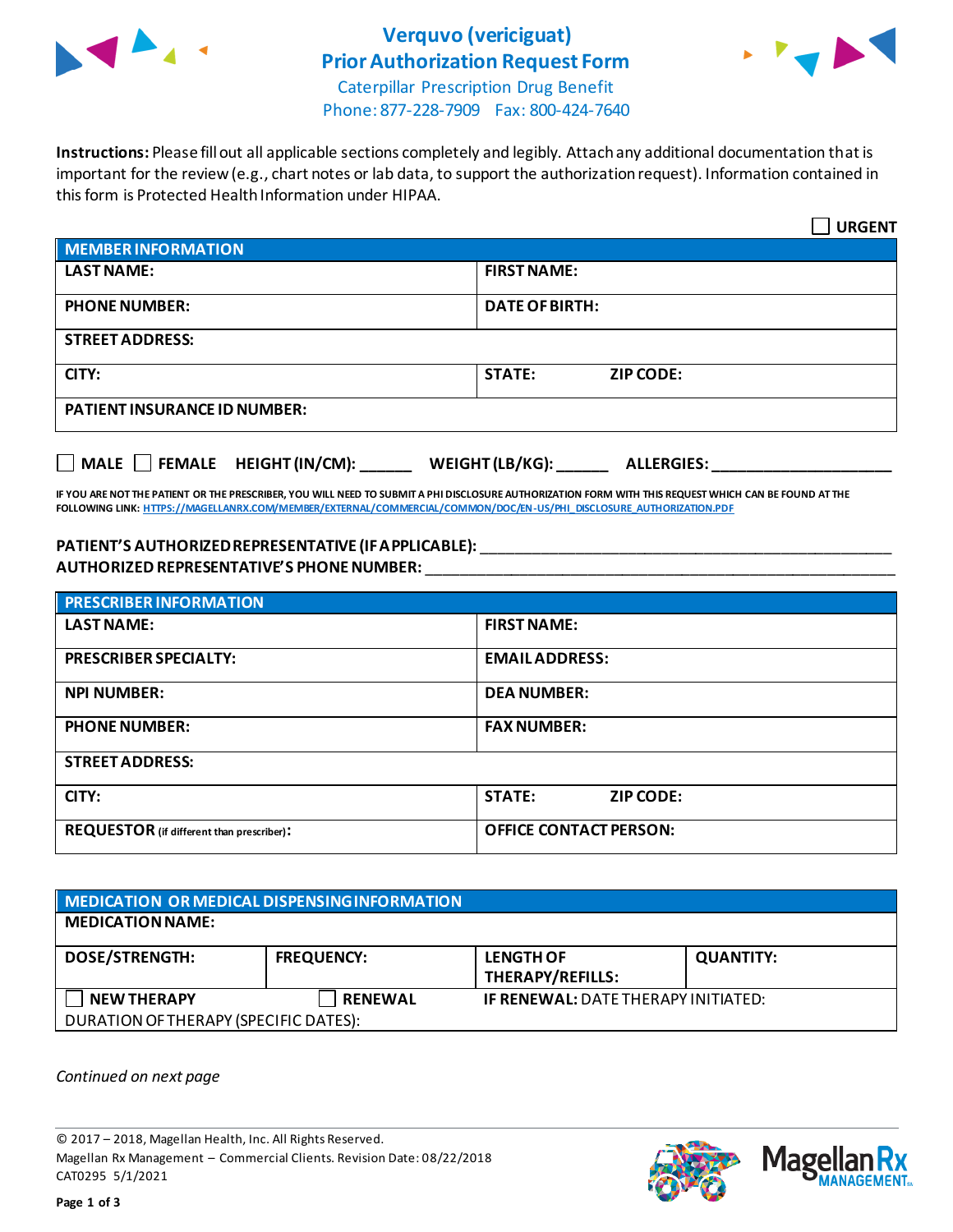# Verquvo (vericiguat) Prior Authorization Request Form

Caterpillar Prescription Drug Benefit
Phone: 877-228-7909 Fax: 800-424-7640

**Instructions:** Please fill out all applicable sections completely and legibly. Attach any additional documentation that is important for the review (e.g., chart notes or lab data, to support the authorization request). Information contained in this form is Protected Health Information under HIPAA.

☐ **URGENT**

| **MEMBER INFORMATION** | |
|---|---|
| **LAST NAME:** | **FIRST NAME:** |
| **PHONE NUMBER:** | **DATE OF BIRTH:** |
| **STREET ADDRESS:** | |
| **CITY:** | **STATE:** **ZIP CODE:** |
| **PATIENT INSURANCE ID NUMBER:** | |

☐ **MALE** ☐ **FEMALE** **HEIGHT (IN/CM):** ______ **WEIGHT (LB/KG):** ______ **ALLERGIES:** ____________________

**IF YOU ARE NOT THE PATIENT OR THE PRESCRIBER, YOU WILL NEED TO SUBMIT A PHI DISCLOSURE AUTHORIZATION FORM WITH THIS REQUEST WHICH CAN BE FOUND AT THE FOLLOWING LINK:** HTTPS://MAGELLANRX.COM/MEMBER/EXTERNAL/COMMERCIAL/COMMON/DOC/EN-US/PHI_DISCLOSURE_AUTHORIZATION.PDF

**PATIENT'S AUTHORIZED REPRESENTATIVE (IF APPLICABLE):** ____________________________________________
**AUTHORIZED REPRESENTATIVE'S PHONE NUMBER:** ____________________________________________

| **PRESCRIBER INFORMATION** | |
|---|---|
| **LAST NAME:** | **FIRST NAME:** |
| **PRESCRIBER SPECIALTY:** | **EMAIL ADDRESS:** |
| **NPI NUMBER:** | **DEA NUMBER:** |
| **PHONE NUMBER:** | **FAX NUMBER:** |
| **STREET ADDRESS:** | |
| **CITY:** | **STATE:** **ZIP CODE:** |
| **REQUESTOR** (if different than prescriber)**:** | **OFFICE CONTACT PERSON:** |

| **MEDICATION OR MEDICAL DISPENSING INFORMATION** | | | |
|---|---|---|---|
| **MEDICATION NAME:** | | | |
| **DOSE/STRENGTH:** | **FREQUENCY:** | **LENGTH OF THERAPY/REFILLS:** | **QUANTITY:** |
| ☐ **NEW THERAPY** | ☐ **RENEWAL** | **IF RENEWAL:** DATE THERAPY INITIATED: | |
| DURATION OF THERAPY (SPECIFIC DATES): | | | |

*Continued on next page*

© 2017 – 2018, Magellan Health, Inc. All Rights Reserved.
Magellan Rx Management – Commercial Clients. Revision Date: 08/22/2018
CAT0295 5/1/2021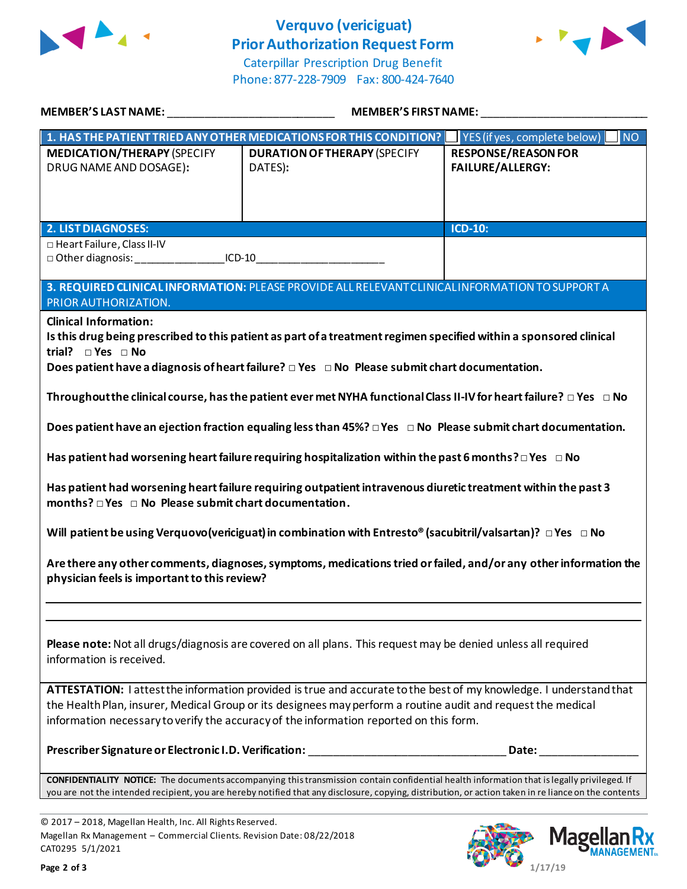# Verquvo (vericiguat) Prior Authorization Request Form

Caterpillar Prescription Drug Benefit
Phone: 877-228-7909 Fax: 800-424-7640

**MEMBER'S LAST NAME:** ___________________________ **MEMBER'S FIRST NAME:** ___________________________

| **1. HAS THE PATIENT TRIED ANY OTHER MEDICATIONS FOR THIS CONDITION?** | | ☐ YES (if yes, complete below) ☐ NO |
|---|---|---|
| **MEDICATION/THERAPY** (SPECIFY DRUG NAME AND DOSAGE): | **DURATION OF THERAPY** (SPECIFY DATES): | **RESPONSE/REASON FOR FAILURE/ALLERGY:** |
| | | |

| **2. LIST DIAGNOSES:** | **ICD-10:** |
|---|---|
| □ Heart Failure, Class II-IV<br>□ Other diagnosis: _______________ICD-10______________________ | |

**3. REQUIRED CLINICAL INFORMATION:** PLEASE PROVIDE ALL RELEVANT CLINICAL INFORMATION TO SUPPORT A PRIOR AUTHORIZATION.

**Clinical Information:**

**Is this drug being prescribed to this patient as part of a treatment regimen specified within a sponsored clinical trial?** □ **Yes** □ **No**

**Does patient have a diagnosis of heart failure?** □ **Yes** □ **No Please submit chart documentation.**

**Throughout the clinical course, has the patient ever met NYHA functional Class II-IV for heart failure?** □ **Yes** □ **No**

**Does patient have an ejection fraction equaling less than 45%?** □ **Yes** □ **No Please submit chart documentation.**

**Has patient had worsening heart failure requiring hospitalization within the past 6 months?** □ **Yes** □ **No**

**Has patient had worsening heart failure requiring outpatient intravenous diuretic treatment within the past 3 months?** □ **Yes** □ **No Please submit chart documentation.**

**Will patient be using Verquovo (vericiguat) in combination with Entresto® (sacubitril/valsartan)?** □ **Yes** □ **No**

**Are there any other comments, diagnoses, symptoms, medications tried or failed, and/or any other information the physician feels is important to this review?**

_______________________________________________________________________________

_______________________________________________________________________________

**Please note:** Not all drugs/diagnosis are covered on all plans. This request may be denied unless all required information is received.

**ATTESTATION:** I attest the information provided is true and accurate to the best of my knowledge. I understand that the Health Plan, insurer, Medical Group or its designees may perform a routine audit and request the medical information necessary to verify the accuracy of the information reported on this form.

**Prescriber Signature or Electronic I.D. Verification:** _________________________________ **Date:** ________________

**CONFIDENTIALITY NOTICE:** The documents accompanying this transmission contain confidential health information that is legally privileged. If you are not the intended recipient, you are hereby notified that any disclosure, copying, distribution, or action taken in re liance on the contents

© 2017 – 2018, Magellan Health, Inc. All Rights Reserved.
Magellan Rx Management – Commercial Clients. Revision Date: 08/22/2018
CAT0295 5/1/2021

1/17/19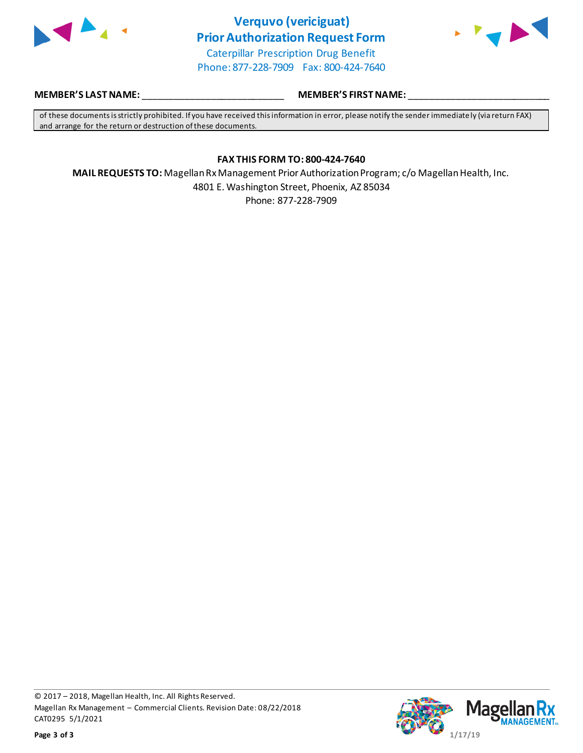MEMBER'S LAST NAME: ___________________________ MEMBER'S FIRST NAME: ___________________________

of these documents is strictly prohibited. If you have received this information in error, please notify the sender immediately (via return FAX) and arrange for the return or destruction of these documents.

**FAX THIS FORM TO: 800-424-7640**

**MAIL REQUESTS TO:** Magellan Rx Management Prior Authorization Program; c/o Magellan Health, Inc.
4801 E. Washington Street, Phoenix, AZ 85034
Phone: 877-228-7909

© 2017 – 2018, Magellan Health, Inc. All Rights Reserved.
Magellan Rx Management – Commercial Clients. Revision Date: 08/22/2018
CAT0295 5/1/2021

1/17/19